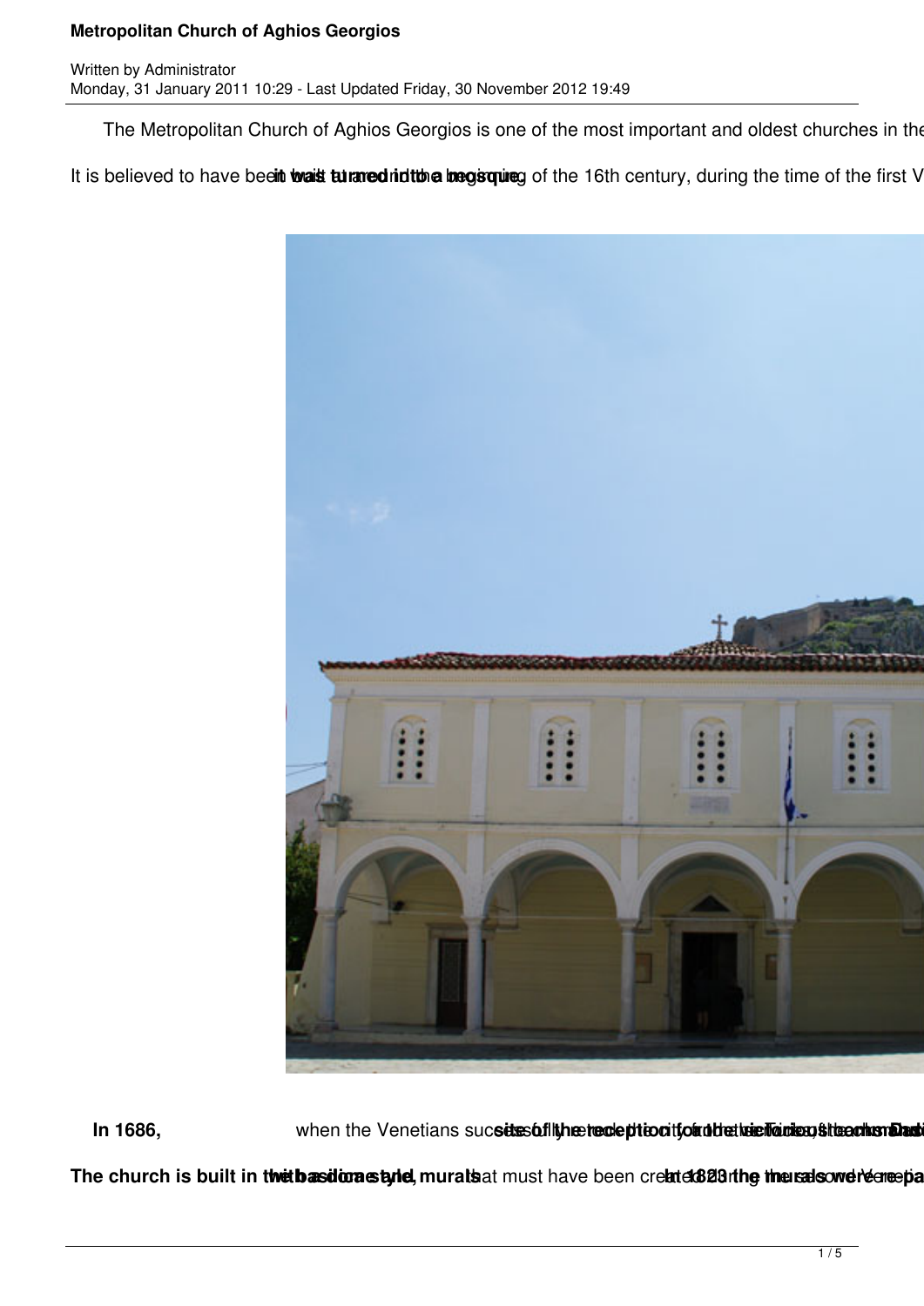# Metropolitan Church of Aghios Georgios

Written by Administrator
Monday, 31 January 2011 10:29 - Last Updated Friday, 30 November 2012 19:49

The Metropolitan Church of Aghios Georgios is one of the most important and oldest churches in the

It is believed to have been built at the beginning of the 16th century, during the time of the first V **it was turned into a mosque**

**In 1686,** when the Venetians succ**ess**fully **the** reco**nquer** the city **for** the **second time,** the Turks **had** **sites of the reception of the victories, the church**

**The church is built in the basilica style, with a dome and murals** that must have been creat**ed during the** **In 1823 the murals were** re **Venetian pa**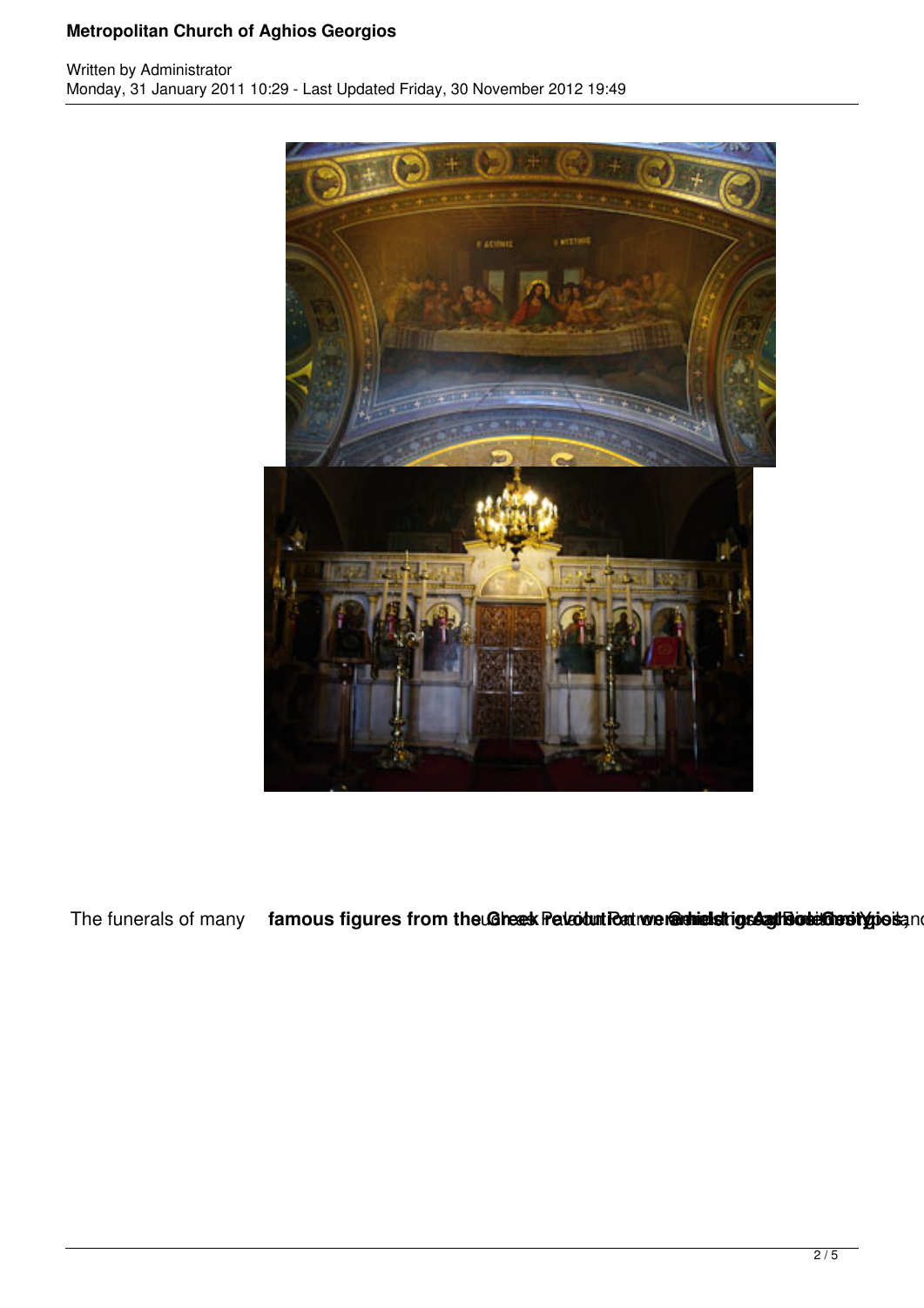The funerals of many **famous figures from the Greek Revolution were held at Aghios Georgios,**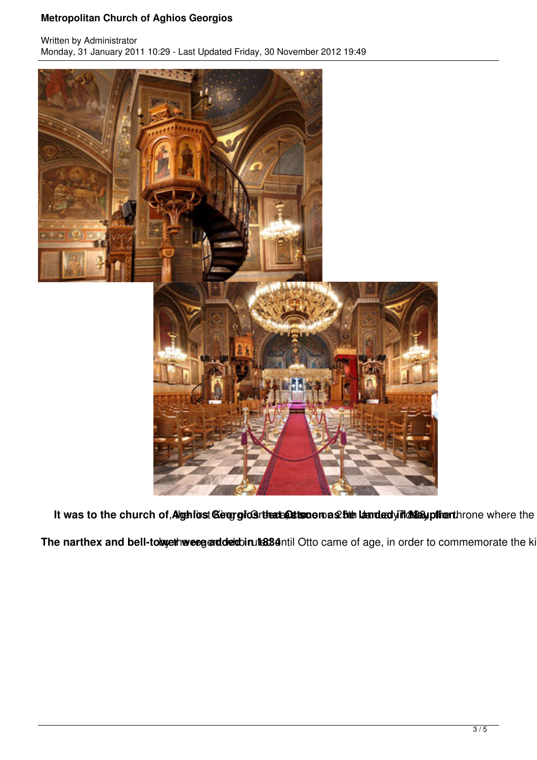**It was to the church of Aghios Georgios that Otto, the first King of Greece, came as soon as he landed in Nauplion** on 25th January 1833. Today, the throne where the

**The narthex and bell-tower were added in 1834** by the regency that ruled until Otto came of age, in order to commemorate the ki